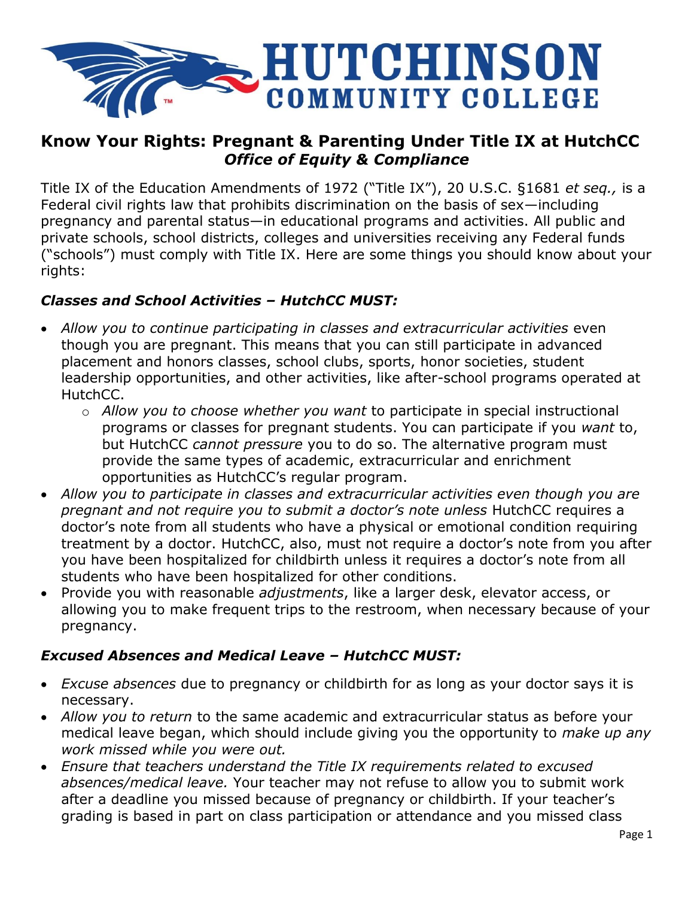# HUTCHINSON COMMUNITY COLLEGE

## Know Your Rights: Pregnant & Parenting Under Title IX at HutchCC
### *Office of Equity & Compliance*

Title IX of the Education Amendments of 1972 ("Title IX"), 20 U.S.C. §1681 *et seq.,* is a Federal civil rights law that prohibits discrimination on the basis of sex—including pregnancy and parental status—in educational programs and activities. All public and private schools, school districts, colleges and universities receiving any Federal funds ("schools") must comply with Title IX. Here are some things you should know about your rights:

### *Classes and School Activities – HutchCC MUST:*

- *Allow you to continue participating in classes and extracurricular activities* even though you are pregnant. This means that you can still participate in advanced placement and honors classes, school clubs, sports, honor societies, student leadership opportunities, and other activities, like after-school programs operated at HutchCC.
  - *Allow you to choose whether you want* to participate in special instructional programs or classes for pregnant students. You can participate if you *want* to, but HutchCC *cannot pressure* you to do so. The alternative program must provide the same types of academic, extracurricular and enrichment opportunities as HutchCC's regular program.
- *Allow you to participate in classes and extracurricular activities even though you are pregnant and not require you to submit a doctor's note unless* HutchCC requires a doctor's note from all students who have a physical or emotional condition requiring treatment by a doctor. HutchCC, also, must not require a doctor's note from you after you have been hospitalized for childbirth unless it requires a doctor's note from all students who have been hospitalized for other conditions.
- Provide you with reasonable *adjustments*, like a larger desk, elevator access, or allowing you to make frequent trips to the restroom, when necessary because of your pregnancy.

### *Excused Absences and Medical Leave – HutchCC MUST:*

- *Excuse absences* due to pregnancy or childbirth for as long as your doctor says it is necessary.
- *Allow you to return* to the same academic and extracurricular status as before your medical leave began, which should include giving you the opportunity to *make up any work missed while you were out.*
- *Ensure that teachers understand the Title IX requirements related to excused absences/medical leave.* Your teacher may not refuse to allow you to submit work after a deadline you missed because of pregnancy or childbirth. If your teacher's grading is based in part on class participation or attendance and you missed class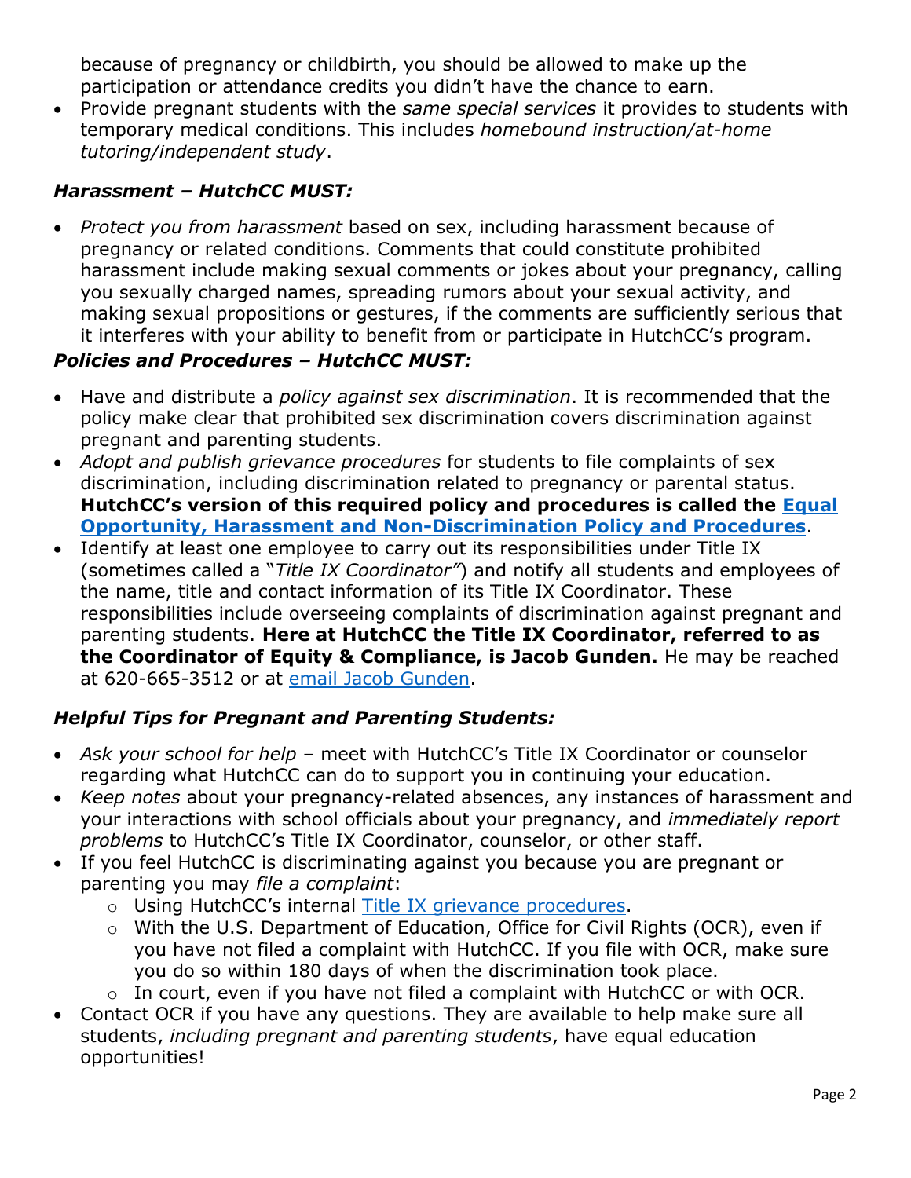because of pregnancy or childbirth, you should be allowed to make up the participation or attendance credits you didn't have the chance to earn.
- Provide pregnant students with the *same special services* it provides to students with temporary medical conditions. This includes *homebound instruction/at-home tutoring/independent study*.

### *Harassment – HutchCC MUST:*

- *Protect you from harassment* based on sex, including harassment because of pregnancy or related conditions. Comments that could constitute prohibited harassment include making sexual comments or jokes about your pregnancy, calling you sexually charged names, spreading rumors about your sexual activity, and making sexual propositions or gestures, if the comments are sufficiently serious that it interferes with your ability to benefit from or participate in HutchCC's program.

### *Policies and Procedures – HutchCC MUST:*

- Have and distribute a *policy against sex discrimination*. It is recommended that the policy make clear that prohibited sex discrimination covers discrimination against pregnant and parenting students.
- *Adopt and publish grievance procedures* for students to file complaints of sex discrimination, including discrimination related to pregnancy or parental status. **HutchCC's version of this required policy and procedures is called the Equal Opportunity, Harassment and Non-Discrimination Policy and Procedures**.
- Identify at least one employee to carry out its responsibilities under Title IX (sometimes called a "*Title IX Coordinator*") and notify all students and employees of the name, title and contact information of its Title IX Coordinator. These responsibilities include overseeing complaints of discrimination against pregnant and parenting students. **Here at HutchCC the Title IX Coordinator, referred to as the Coordinator of Equity & Compliance, is Jacob Gunden.** He may be reached at 620-665-3512 or at email Jacob Gunden.

### *Helpful Tips for Pregnant and Parenting Students:*

- *Ask your school for help* – meet with HutchCC's Title IX Coordinator or counselor regarding what HutchCC can do to support you in continuing your education.
- *Keep notes* about your pregnancy-related absences, any instances of harassment and your interactions with school officials about your pregnancy, and *immediately report problems* to HutchCC's Title IX Coordinator, counselor, or other staff.
- If you feel HutchCC is discriminating against you because you are pregnant or parenting you may *file a complaint*:
  - Using HutchCC's internal Title IX grievance procedures.
  - With the U.S. Department of Education, Office for Civil Rights (OCR), even if you have not filed a complaint with HutchCC. If you file with OCR, make sure you do so within 180 days of when the discrimination took place.
  - In court, even if you have not filed a complaint with HutchCC or with OCR.
- Contact OCR if you have any questions. They are available to help make sure all students, *including pregnant and parenting students*, have equal education opportunities!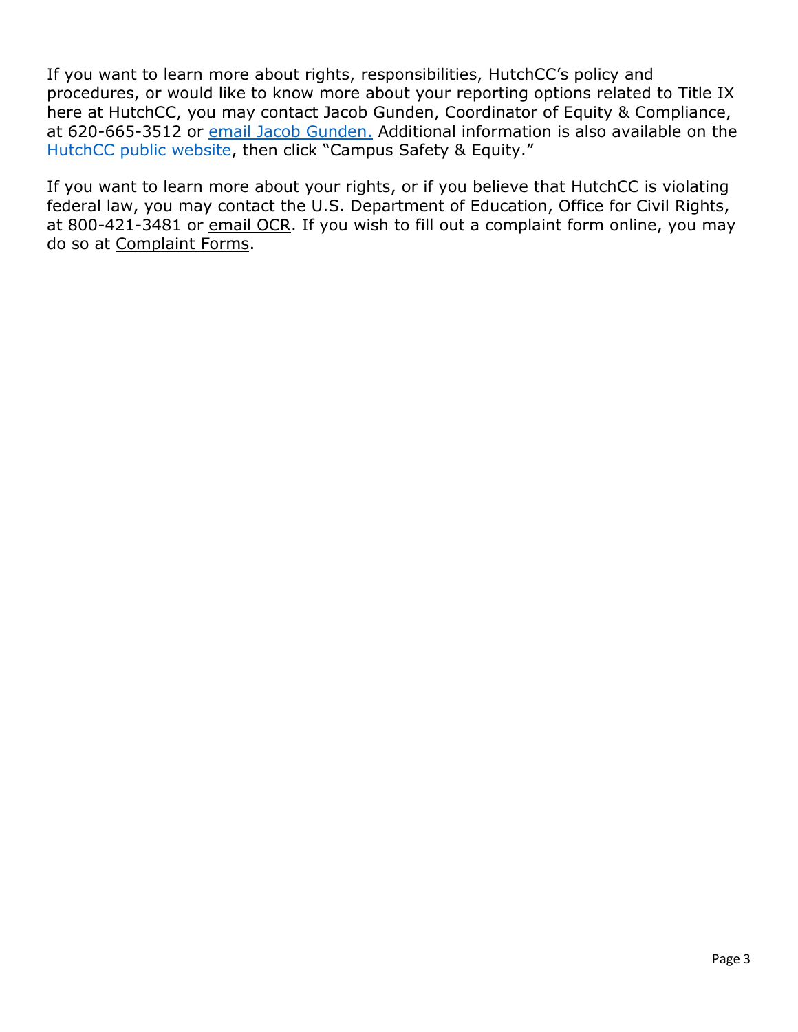If you want to learn more about rights, responsibilities, HutchCC's policy and procedures, or would like to know more about your reporting options related to Title IX here at HutchCC, you may contact Jacob Gunden, Coordinator of Equity & Compliance, at 620-665-3512 or email Jacob Gunden. Additional information is also available on the HutchCC public website, then click "Campus Safety & Equity."

If you want to learn more about your rights, or if you believe that HutchCC is violating federal law, you may contact the U.S. Department of Education, Office for Civil Rights, at 800-421-3481 or email OCR. If you wish to fill out a complaint form online, you may do so at Complaint Forms.